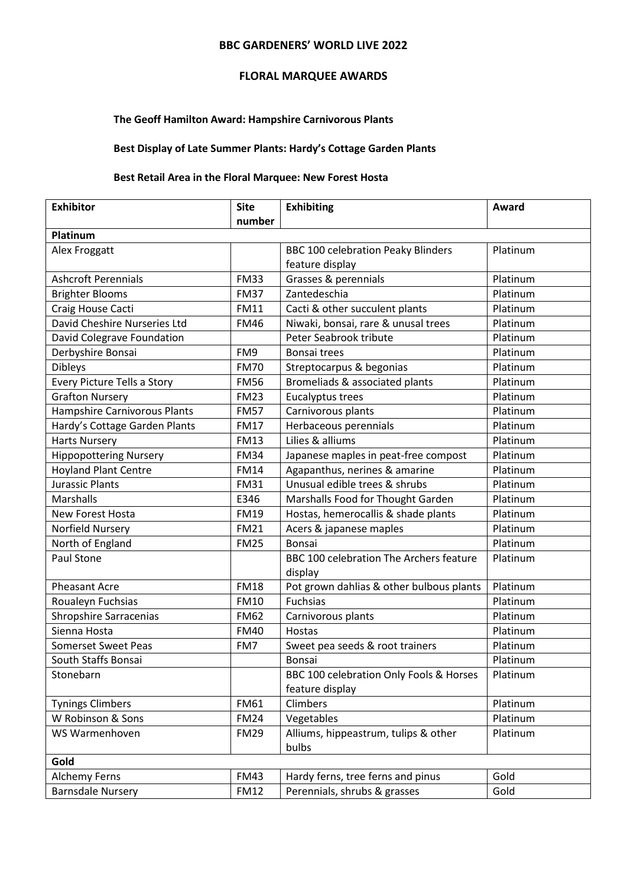# BBC GARDENERS' WORLD LIVE 2022

## FLORAL MARQUEE AWARDS

**The Geoff Hamilton Award: Hampshire Carnivorous Plants**

**Best Display of Late Summer Plants: Hardy's Cottage Garden Plants**

**Best Retail Area in the Floral Marquee: New Forest Hosta**

| Exhibitor | Site number | Exhibiting | Award |
|---|---|---|---|
| **Platinum** | | | |
| Alex Froggatt | | BBC 100 celebration Peaky Blinders feature display | Platinum |
| Ashcroft Perennials | FM33 | Grasses & perennials | Platinum |
| Brighter Blooms | FM37 | Zantedeschia | Platinum |
| Craig House Cacti | FM11 | Cacti & other succulent plants | Platinum |
| David Cheshire Nurseries Ltd | FM46 | Niwaki, bonsai, rare & unusal trees | Platinum |
| David Colegrave Foundation | | Peter Seabrook tribute | Platinum |
| Derbyshire Bonsai | FM9 | Bonsai trees | Platinum |
| Dibleys | FM70 | Streptocarpus & begonias | Platinum |
| Every Picture Tells a Story | FM56 | Bromeliads & associated plants | Platinum |
| Grafton Nursery | FM23 | Eucalyptus trees | Platinum |
| Hampshire Carnivorous Plants | FM57 | Carnivorous plants | Platinum |
| Hardy's Cottage Garden Plants | FM17 | Herbaceous perennials | Platinum |
| Harts Nursery | FM13 | Lilies & alliums | Platinum |
| Hippopottering Nursery | FM34 | Japanese maples in peat-free compost | Platinum |
| Hoyland Plant Centre | FM14 | Agapanthus, nerines & amarine | Platinum |
| Jurassic Plants | FM31 | Unusual edible trees & shrubs | Platinum |
| Marshalls | E346 | Marshalls Food for Thought Garden | Platinum |
| New Forest Hosta | FM19 | Hostas, hemerocallis & shade plants | Platinum |
| Norfield Nursery | FM21 | Acers & japanese maples | Platinum |
| North of England | FM25 | Bonsai | Platinum |
| Paul Stone | | BBC 100 celebration The Archers feature display | Platinum |
| Pheasant Acre | FM18 | Pot grown dahlias & other bulbous plants | Platinum |
| Roualeyn Fuchsias | FM10 | Fuchsias | Platinum |
| Shropshire Sarracenias | FM62 | Carnivorous plants | Platinum |
| Sienna Hosta | FM40 | Hostas | Platinum |
| Somerset Sweet Peas | FM7 | Sweet pea seeds & root trainers | Platinum |
| South Staffs Bonsai | | Bonsai | Platinum |
| Stonebarn | | BBC 100 celebration Only Fools & Horses feature display | Platinum |
| Tynings Climbers | FM61 | Climbers | Platinum |
| W Robinson & Sons | FM24 | Vegetables | Platinum |
| WS Warmenhoven | FM29 | Alliums, hippeastrum, tulips & other bulbs | Platinum |
| **Gold** | | | |
| Alchemy Ferns | FM43 | Hardy ferns, tree ferns and pinus | Gold |
| Barnsdale Nursery | FM12 | Perennials, shrubs & grasses | Gold |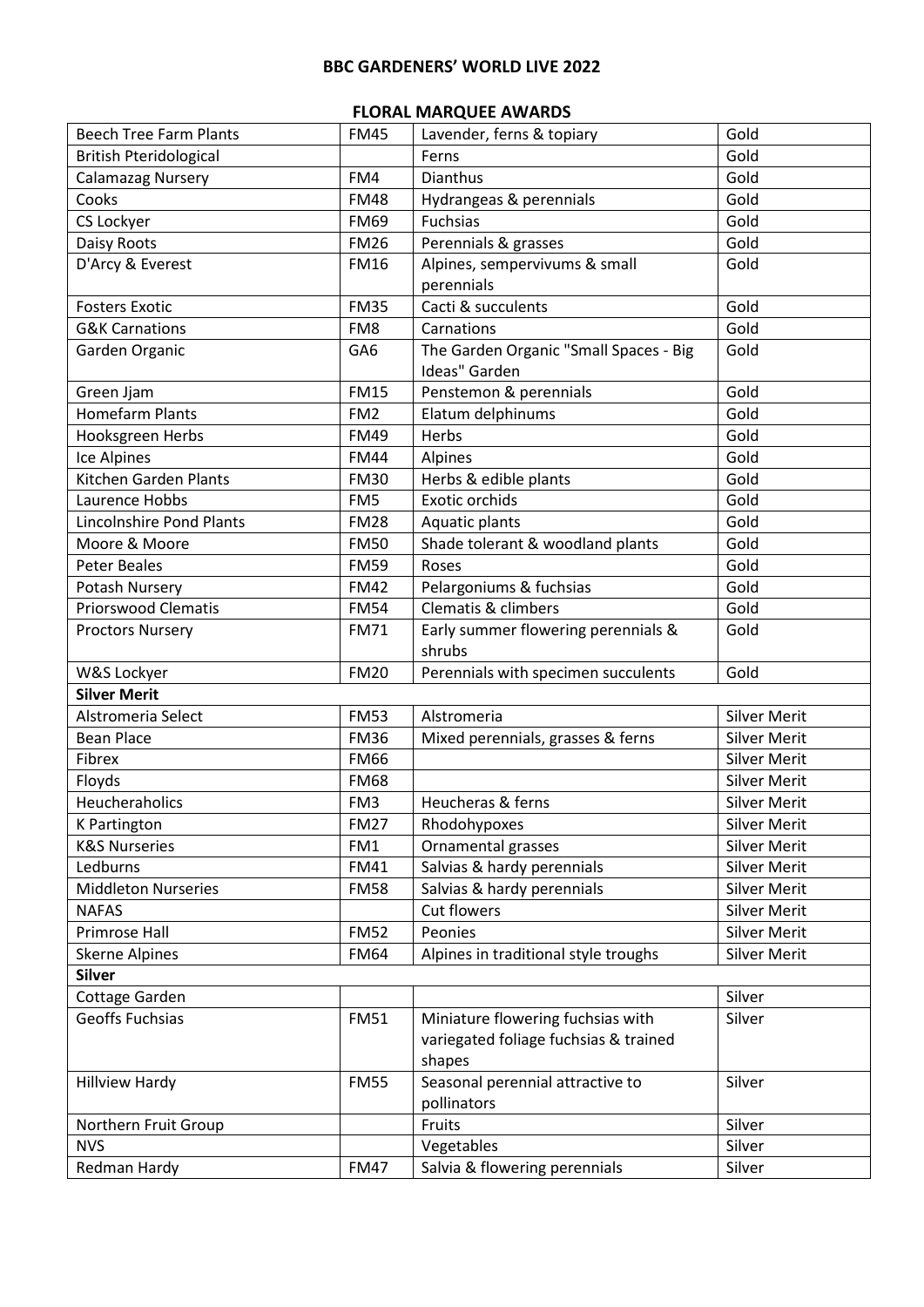# BBC GARDENERS' WORLD LIVE 2022

## FLORAL MARQUEE AWARDS

| | | | |
|---|---|---|---|
| Beech Tree Farm Plants | FM45 | Lavender, ferns & topiary | Gold |
| British Pteridological | | Ferns | Gold |
| Calamazag Nursery | FM4 | Dianthus | Gold |
| Cooks | FM48 | Hydrangeas & perennials | Gold |
| CS Lockyer | FM69 | Fuchsias | Gold |
| Daisy Roots | FM26 | Perennials & grasses | Gold |
| D'Arcy & Everest | FM16 | Alpines, sempervivums & small perennials | Gold |
| Fosters Exotic | FM35 | Cacti & succulents | Gold |
| G&K Carnations | FM8 | Carnations | Gold |
| Garden Organic | GA6 | The Garden Organic "Small Spaces - Big Ideas" Garden | Gold |
| Green Jjam | FM15 | Penstemon & perennials | Gold |
| Homefarm Plants | FM2 | Elatum delphinums | Gold |
| Hooksgreen Herbs | FM49 | Herbs | Gold |
| Ice Alpines | FM44 | Alpines | Gold |
| Kitchen Garden Plants | FM30 | Herbs & edible plants | Gold |
| Laurence Hobbs | FM5 | Exotic orchids | Gold |
| Lincolnshire Pond Plants | FM28 | Aquatic plants | Gold |
| Moore & Moore | FM50 | Shade tolerant & woodland plants | Gold |
| Peter Beales | FM59 | Roses | Gold |
| Potash Nursery | FM42 | Pelargoniums & fuchsias | Gold |
| Priorswood Clematis | FM54 | Clematis & climbers | Gold |
| Proctors Nursery | FM71 | Early summer flowering perennials & shrubs | Gold |
| W&S Lockyer | FM20 | Perennials with specimen succulents | Gold |
| **Silver Merit** | | | |
| Alstromeria Select | FM53 | Alstromeria | Silver Merit |
| Bean Place | FM36 | Mixed perennials, grasses & ferns | Silver Merit |
| Fibrex | FM66 | | Silver Merit |
| Floyds | FM68 | | Silver Merit |
| Heucheraholics | FM3 | Heucheras & ferns | Silver Merit |
| K Partington | FM27 | Rhodohypoxes | Silver Merit |
| K&S Nurseries | FM1 | Ornamental grasses | Silver Merit |
| Ledburns | FM41 | Salvias & hardy perennials | Silver Merit |
| Middleton Nurseries | FM58 | Salvias & hardy perennials | Silver Merit |
| NAFAS | | Cut flowers | Silver Merit |
| Primrose Hall | FM52 | Peonies | Silver Merit |
| Skerne Alpines | FM64 | Alpines in traditional style troughs | Silver Merit |
| **Silver** | | | |
| Cottage Garden | | | Silver |
| Geoffs Fuchsias | FM51 | Miniature flowering fuchsias with variegated foliage fuchsias & trained shapes | Silver |
| Hillview Hardy | FM55 | Seasonal perennial attractive to pollinators | Silver |
| Northern Fruit Group | | Fruits | Silver |
| NVS | | Vegetables | Silver |
| Redman Hardy | FM47 | Salvia & flowering perennials | Silver |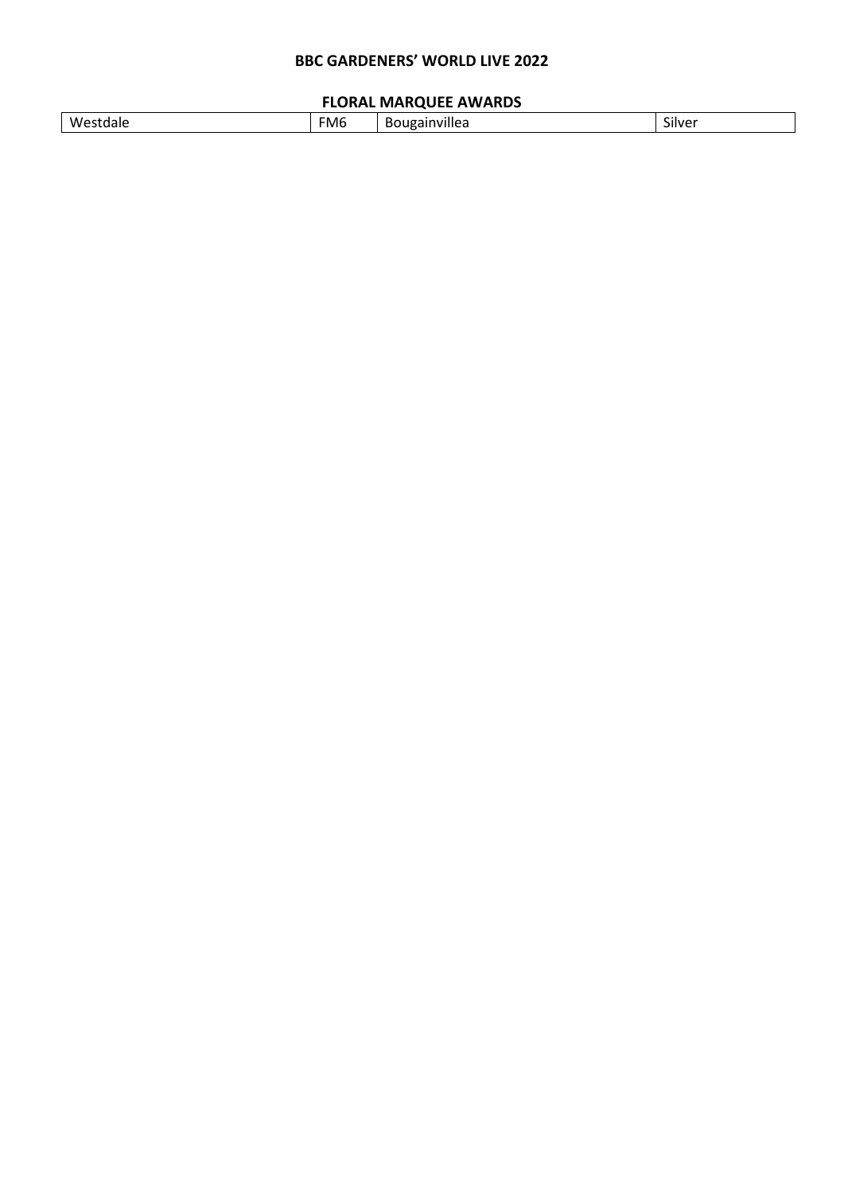**BBC GARDENERS' WORLD LIVE 2022**

**FLORAL MARQUEE AWARDS**

| | | | |
|---|---|---|---|
| Westdale | FM6 | Bougainvillea | Silver |